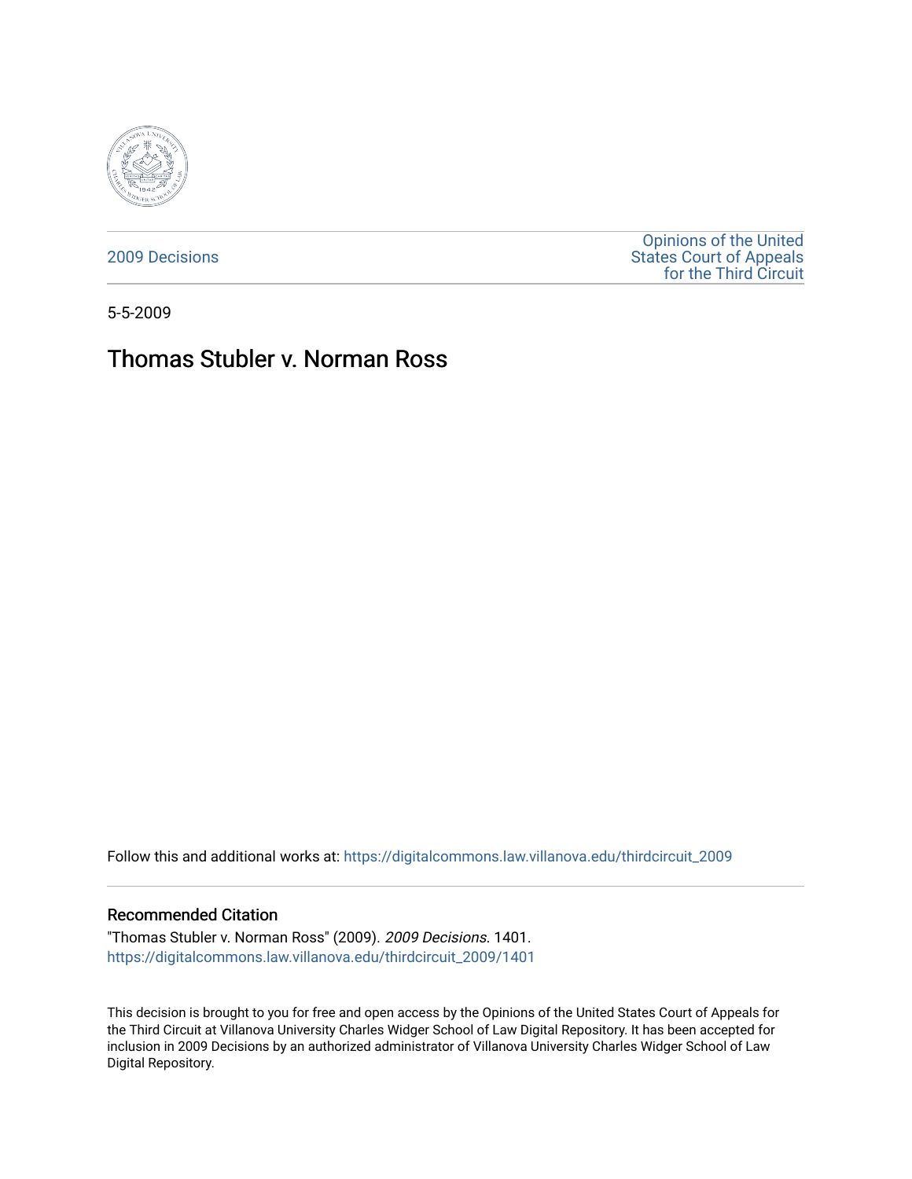2009 Decisions

Opinions of the United States Court of Appeals for the Third Circuit

5-5-2009

# Thomas Stubler v. Norman Ross

Follow this and additional works at: https://digitalcommons.law.villanova.edu/thirdcircuit_2009

## Recommended Citation

"Thomas Stubler v. Norman Ross" (2009). *2009 Decisions*. 1401.
https://digitalcommons.law.villanova.edu/thirdcircuit_2009/1401

This decision is brought to you for free and open access by the Opinions of the United States Court of Appeals for the Third Circuit at Villanova University Charles Widger School of Law Digital Repository. It has been accepted for inclusion in 2009 Decisions by an authorized administrator of Villanova University Charles Widger School of Law Digital Repository.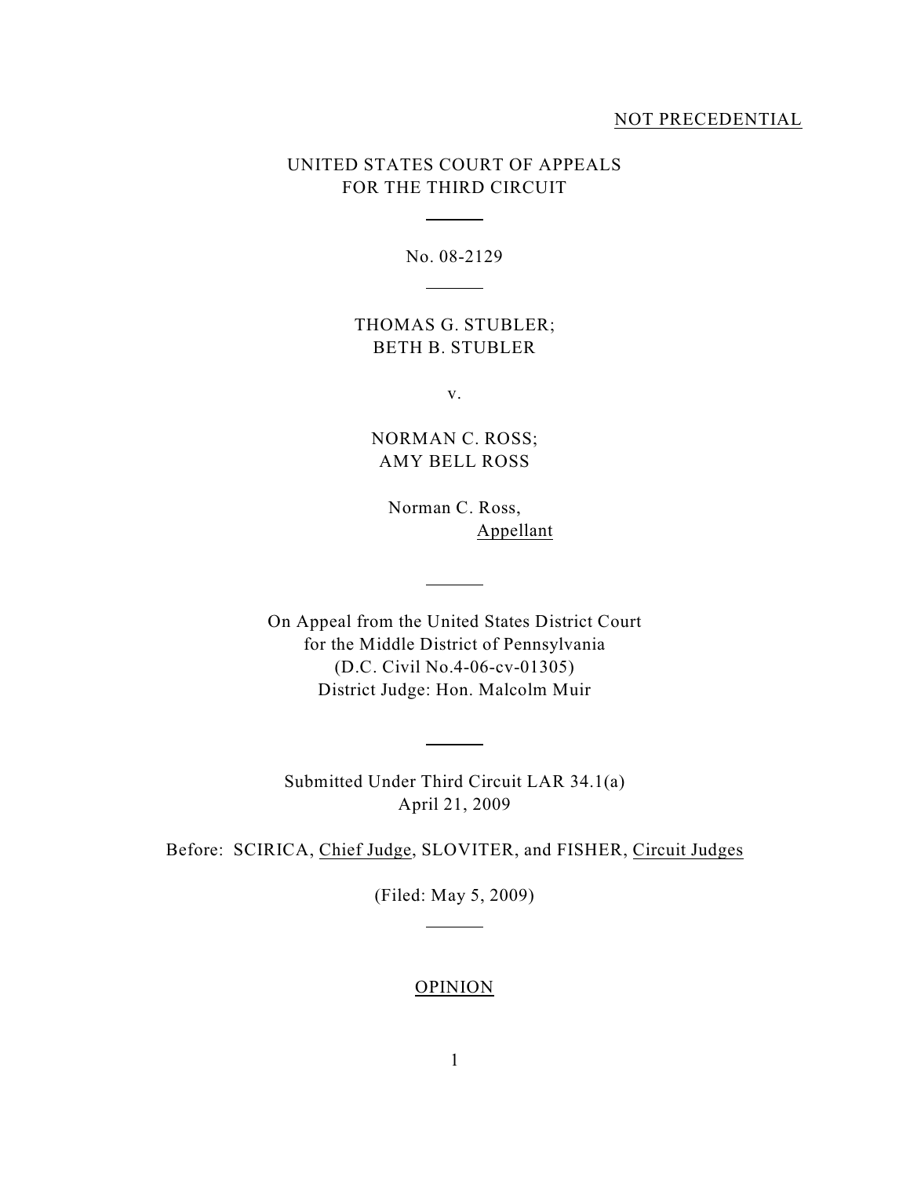NOT PRECEDENTIAL

UNITED STATES COURT OF APPEALS
FOR THE THIRD CIRCUIT

No. 08-2129

THOMAS G. STUBLER;
BETH B. STUBLER

v.

NORMAN C. ROSS;
AMY BELL ROSS

Norman C. Ross,
Appellant

On Appeal from the United States District Court
for the Middle District of Pennsylvania
(D.C. Civil No.4-06-cv-01305)
District Judge: Hon. Malcolm Muir

Submitted Under Third Circuit LAR 34.1(a)
April 21, 2009

Before: SCIRICA, Chief Judge, SLOVITER, and FISHER, Circuit Judges

(Filed: May 5, 2009)

OPINION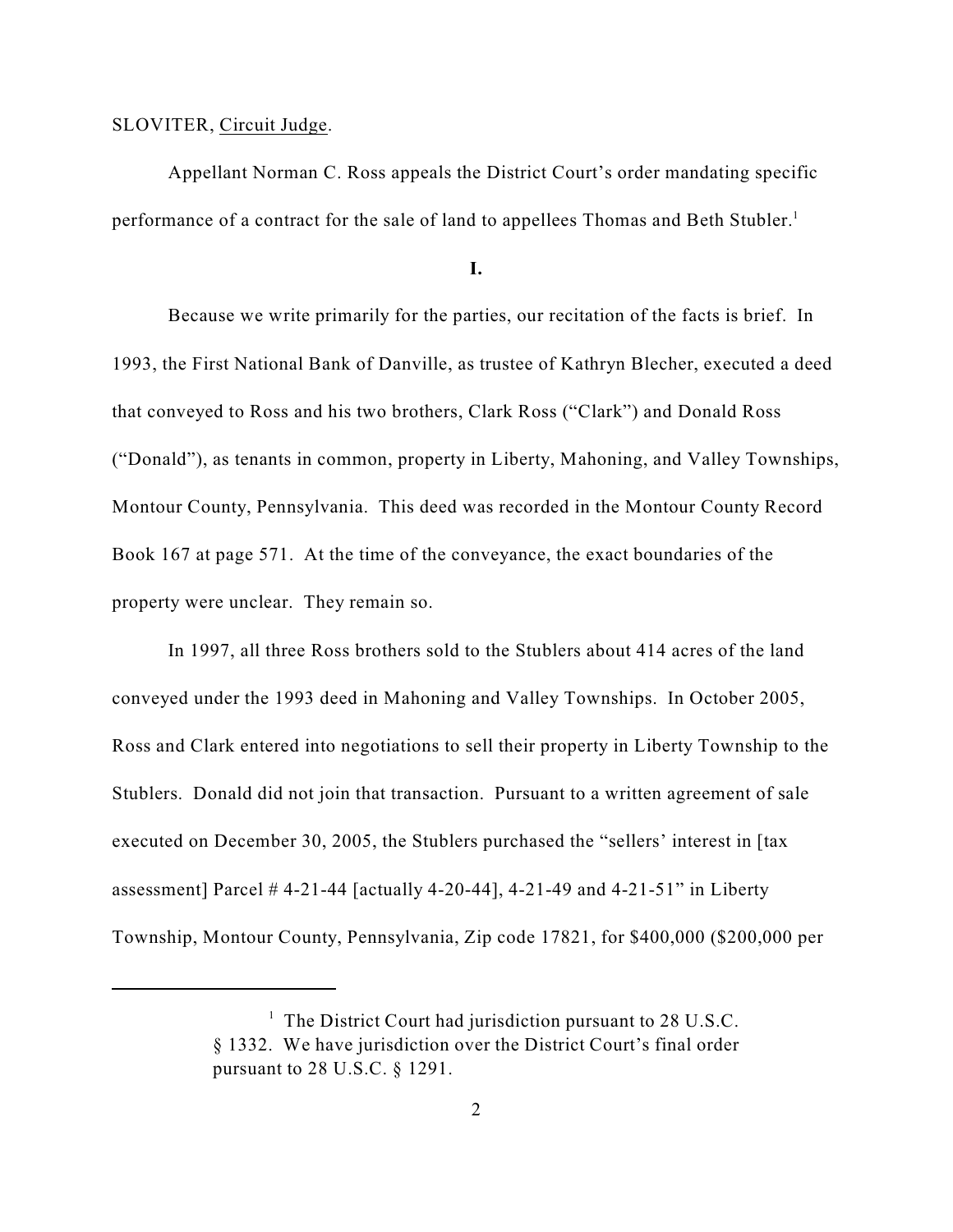SLOVITER, Circuit Judge.

Appellant Norman C. Ross appeals the District Court's order mandating specific performance of a contract for the sale of land to appellees Thomas and Beth Stubler.[1]

## I.

Because we write primarily for the parties, our recitation of the facts is brief. In 1993, the First National Bank of Danville, as trustee of Kathryn Blecher, executed a deed that conveyed to Ross and his two brothers, Clark Ross ("Clark") and Donald Ross ("Donald"), as tenants in common, property in Liberty, Mahoning, and Valley Townships, Montour County, Pennsylvania. This deed was recorded in the Montour County Record Book 167 at page 571. At the time of the conveyance, the exact boundaries of the property were unclear. They remain so.

In 1997, all three Ross brothers sold to the Stublers about 414 acres of the land conveyed under the 1993 deed in Mahoning and Valley Townships. In October 2005, Ross and Clark entered into negotiations to sell their property in Liberty Township to the Stublers. Donald did not join that transaction. Pursuant to a written agreement of sale executed on December 30, 2005, the Stublers purchased the "sellers' interest in [tax assessment] Parcel # 4-21-44 [actually 4-20-44], 4-21-49 and 4-21-51" in Liberty Township, Montour County, Pennsylvania, Zip code 17821, for $400,000 ($200,000 per

---

[1] The District Court had jurisdiction pursuant to 28 U.S.C. § 1332. We have jurisdiction over the District Court's final order pursuant to 28 U.S.C. § 1291.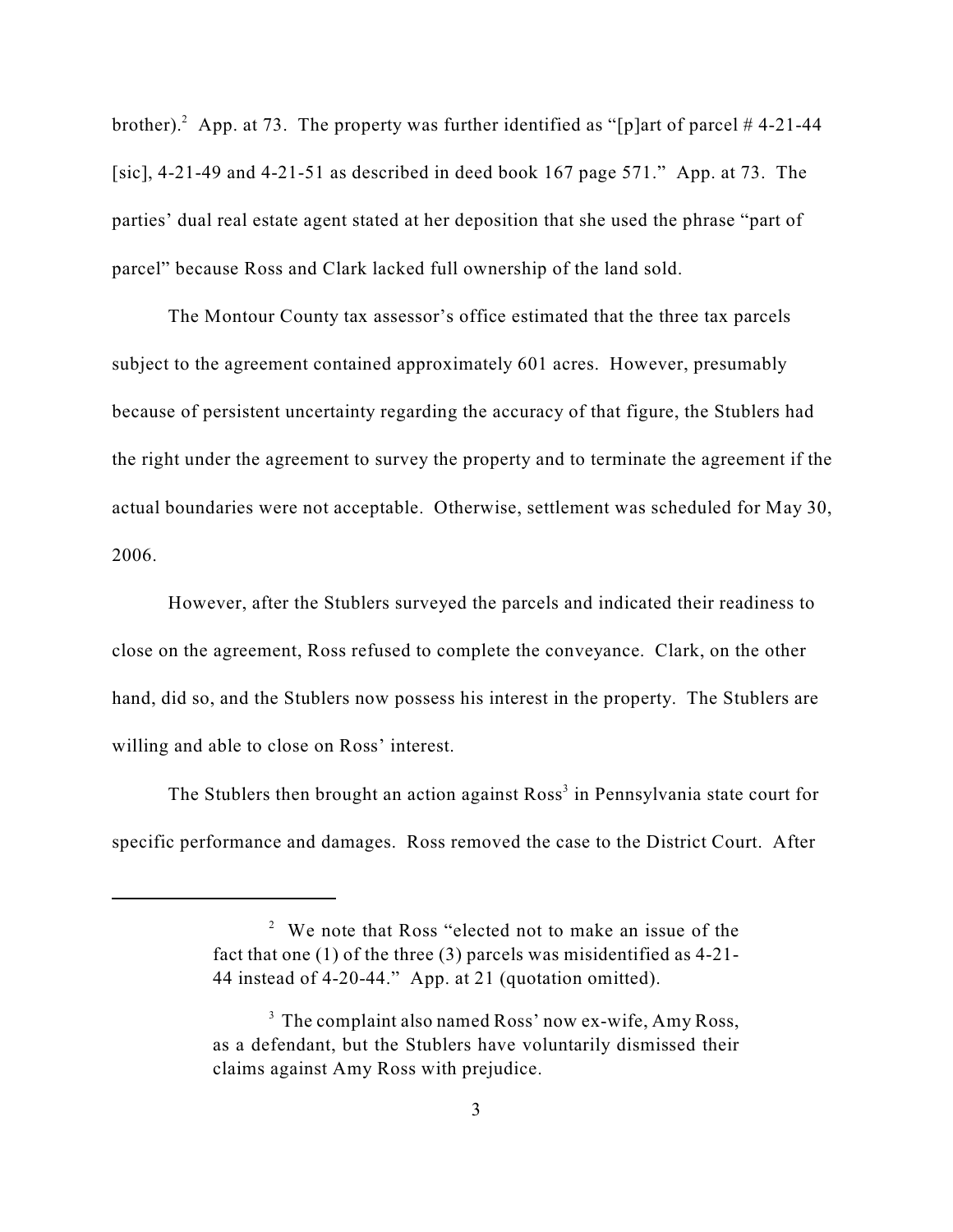brother).[2] App. at 73. The property was further identified as "[p]art of parcel # 4-21-44 [sic], 4-21-49 and 4-21-51 as described in deed book 167 page 571." App. at 73. The parties' dual real estate agent stated at her deposition that she used the phrase "part of parcel" because Ross and Clark lacked full ownership of the land sold.

The Montour County tax assessor's office estimated that the three tax parcels subject to the agreement contained approximately 601 acres. However, presumably because of persistent uncertainty regarding the accuracy of that figure, the Stublers had the right under the agreement to survey the property and to terminate the agreement if the actual boundaries were not acceptable. Otherwise, settlement was scheduled for May 30, 2006.

However, after the Stublers surveyed the parcels and indicated their readiness to close on the agreement, Ross refused to complete the conveyance. Clark, on the other hand, did so, and the Stublers now possess his interest in the property. The Stublers are willing and able to close on Ross' interest.

The Stublers then brought an action against Ross[3] in Pennsylvania state court for specific performance and damages. Ross removed the case to the District Court. After

---

[2] We note that Ross "elected not to make an issue of the fact that one (1) of the three (3) parcels was misidentified as 4-21-44 instead of 4-20-44." App. at 21 (quotation omitted).

[3] The complaint also named Ross' now ex-wife, Amy Ross, as a defendant, but the Stublers have voluntarily dismissed their claims against Amy Ross with prejudice.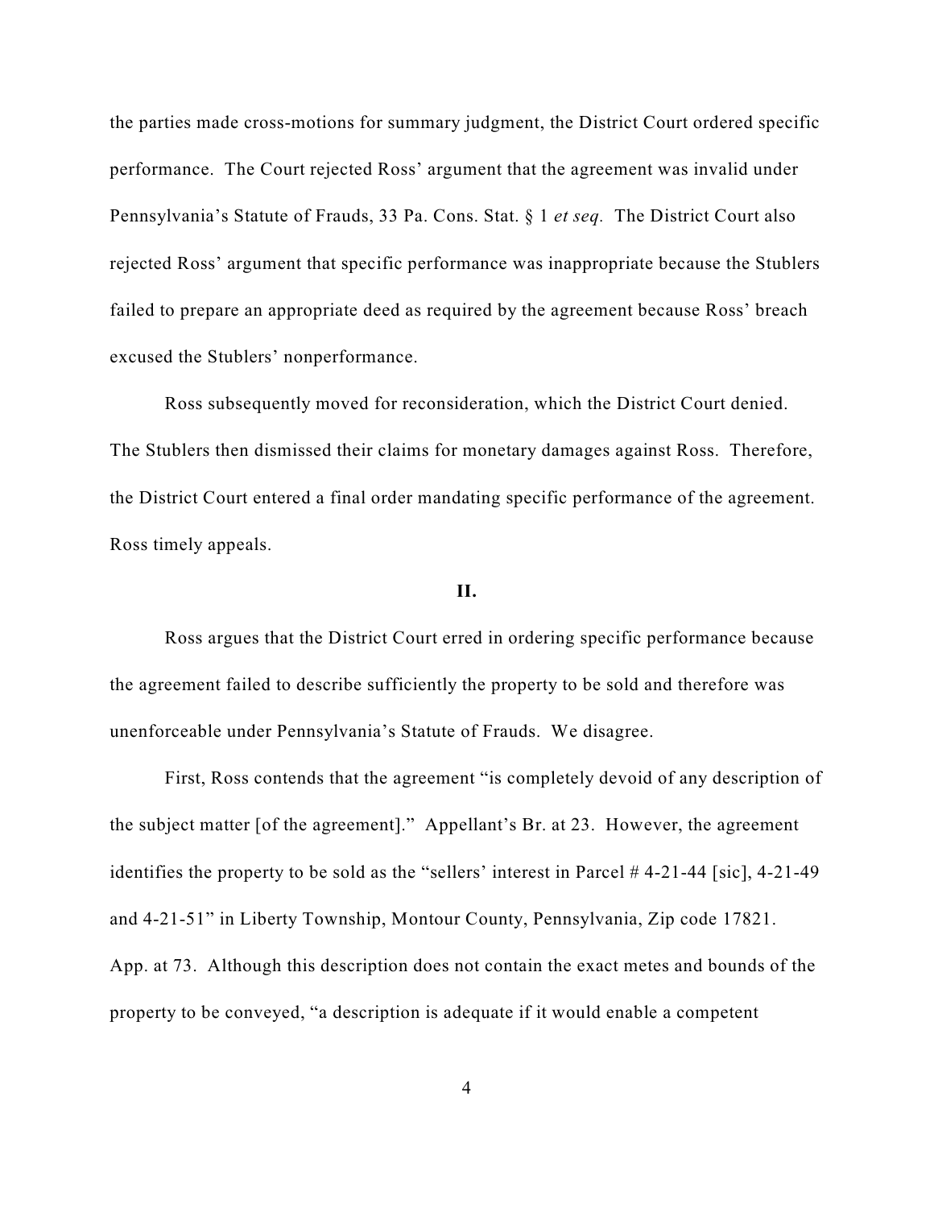the parties made cross-motions for summary judgment, the District Court ordered specific performance. The Court rejected Ross' argument that the agreement was invalid under Pennsylvania's Statute of Frauds, 33 Pa. Cons. Stat. § 1 *et seq.* The District Court also rejected Ross' argument that specific performance was inappropriate because the Stublers failed to prepare an appropriate deed as required by the agreement because Ross' breach excused the Stublers' nonperformance.

Ross subsequently moved for reconsideration, which the District Court denied. The Stublers then dismissed their claims for monetary damages against Ross. Therefore, the District Court entered a final order mandating specific performance of the agreement. Ross timely appeals.

## II.

Ross argues that the District Court erred in ordering specific performance because the agreement failed to describe sufficiently the property to be sold and therefore was unenforceable under Pennsylvania's Statute of Frauds. We disagree.

First, Ross contends that the agreement "is completely devoid of any description of the subject matter [of the agreement]." Appellant's Br. at 23. However, the agreement identifies the property to be sold as the "sellers' interest in Parcel # 4-21-44 [sic], 4-21-49 and 4-21-51" in Liberty Township, Montour County, Pennsylvania, Zip code 17821. App. at 73. Although this description does not contain the exact metes and bounds of the property to be conveyed, "a description is adequate if it would enable a competent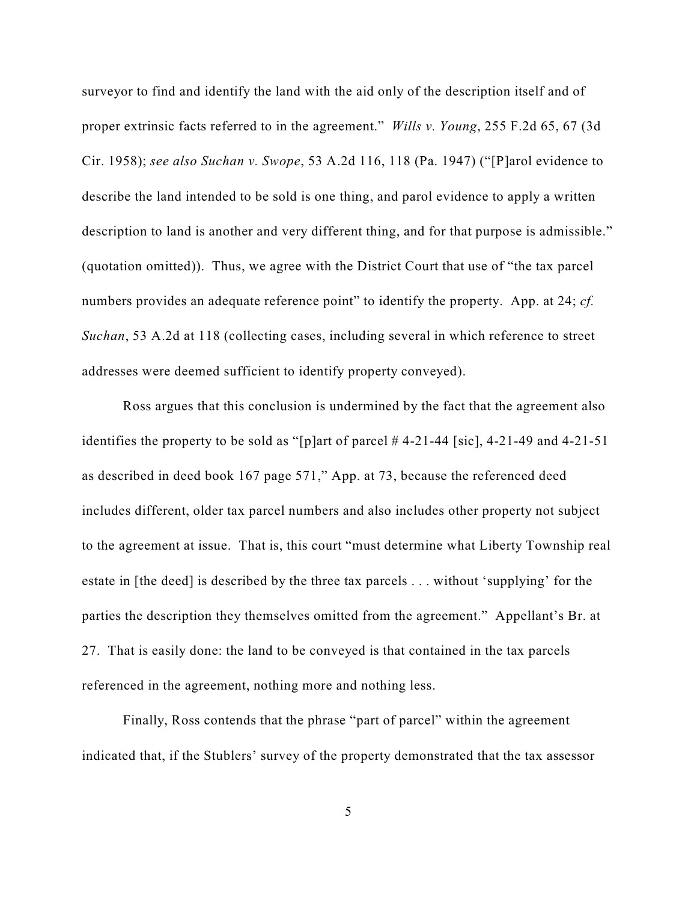surveyor to find and identify the land with the aid only of the description itself and of proper extrinsic facts referred to in the agreement." *Wills v. Young*, 255 F.2d 65, 67 (3d Cir. 1958); *see also Suchan v. Swope*, 53 A.2d 116, 118 (Pa. 1947) ("[P]arol evidence to describe the land intended to be sold is one thing, and parol evidence to apply a written description to land is another and very different thing, and for that purpose is admissible." (quotation omitted)). Thus, we agree with the District Court that use of "the tax parcel numbers provides an adequate reference point" to identify the property. App. at 24; *cf. Suchan*, 53 A.2d at 118 (collecting cases, including several in which reference to street addresses were deemed sufficient to identify property conveyed).

Ross argues that this conclusion is undermined by the fact that the agreement also identifies the property to be sold as "[p]art of parcel # 4-21-44 [sic], 4-21-49 and 4-21-51 as described in deed book 167 page 571," App. at 73, because the referenced deed includes different, older tax parcel numbers and also includes other property not subject to the agreement at issue. That is, this court "must determine what Liberty Township real estate in [the deed] is described by the three tax parcels . . . without 'supplying' for the parties the description they themselves omitted from the agreement." Appellant's Br. at 27. That is easily done: the land to be conveyed is that contained in the tax parcels referenced in the agreement, nothing more and nothing less.

Finally, Ross contends that the phrase "part of parcel" within the agreement indicated that, if the Stublers' survey of the property demonstrated that the tax assessor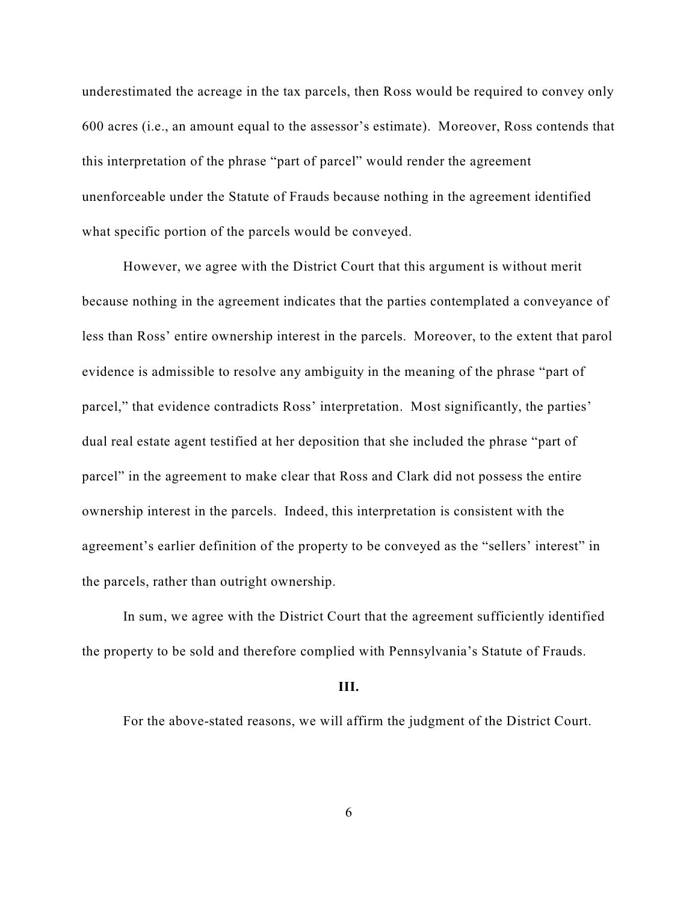underestimated the acreage in the tax parcels, then Ross would be required to convey only 600 acres (i.e., an amount equal to the assessor's estimate). Moreover, Ross contends that this interpretation of the phrase "part of parcel" would render the agreement unenforceable under the Statute of Frauds because nothing in the agreement identified what specific portion of the parcels would be conveyed.

However, we agree with the District Court that this argument is without merit because nothing in the agreement indicates that the parties contemplated a conveyance of less than Ross' entire ownership interest in the parcels. Moreover, to the extent that parol evidence is admissible to resolve any ambiguity in the meaning of the phrase "part of parcel," that evidence contradicts Ross' interpretation. Most significantly, the parties' dual real estate agent testified at her deposition that she included the phrase "part of parcel" in the agreement to make clear that Ross and Clark did not possess the entire ownership interest in the parcels. Indeed, this interpretation is consistent with the agreement's earlier definition of the property to be conveyed as the "sellers' interest" in the parcels, rather than outright ownership.

In sum, we agree with the District Court that the agreement sufficiently identified the property to be sold and therefore complied with Pennsylvania's Statute of Frauds.

**III.**

For the above-stated reasons, we will affirm the judgment of the District Court.